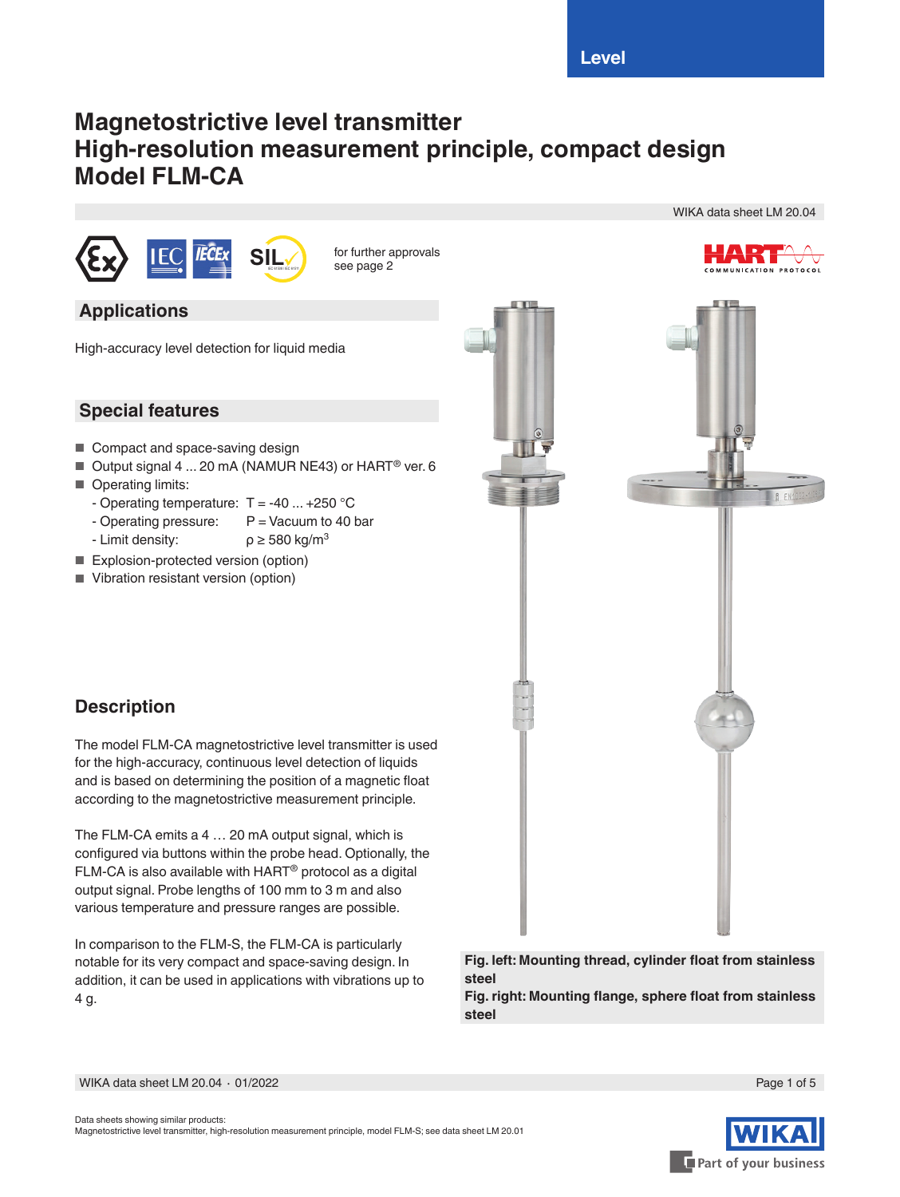Level

# Magnetostrictive level transmitter
# High-resolution measurement principle, compact design
# Model FLM-CA

WIKA data sheet LM 20.04

for further approvals see page 2

## Applications

High-accuracy level detection for liquid media

## Special features

- Compact and space-saving design
- Output signal 4 ... 20 mA (NAMUR NE43) or HART® ver. 6
- Operating limits:
  - Operating temperature: T = -40 ... +250 °C
  - Operating pressure: P = Vacuum to 40 bar
  - Limit density: ρ ≥ 580 kg/m$^3$
- Explosion-protected version (option)
- Vibration resistant version (option)

## Description

The model FLM-CA magnetostrictive level transmitter is used for the high-accuracy, continuous level detection of liquids and is based on determining the position of a magnetic float according to the magnetostrictive measurement principle.

The FLM-CA emits a 4 … 20 mA output signal, which is configured via buttons within the probe head. Optionally, the FLM-CA is also available with HART® protocol as a digital output signal. Probe lengths of 100 mm to 3 m and also various temperature and pressure ranges are possible.

In comparison to the FLM-S, the FLM-CA is particularly notable for its very compact and space-saving design. In addition, it can be used in applications with vibrations up to 4 g.

**Fig. left: Mounting thread, cylinder float from stainless steel**
**Fig. right: Mounting flange, sphere float from stainless steel**

Data sheets showing similar products:
Magnetostrictive level transmitter, high-resolution measurement principle, model FLM-S; see data sheet LM 20.01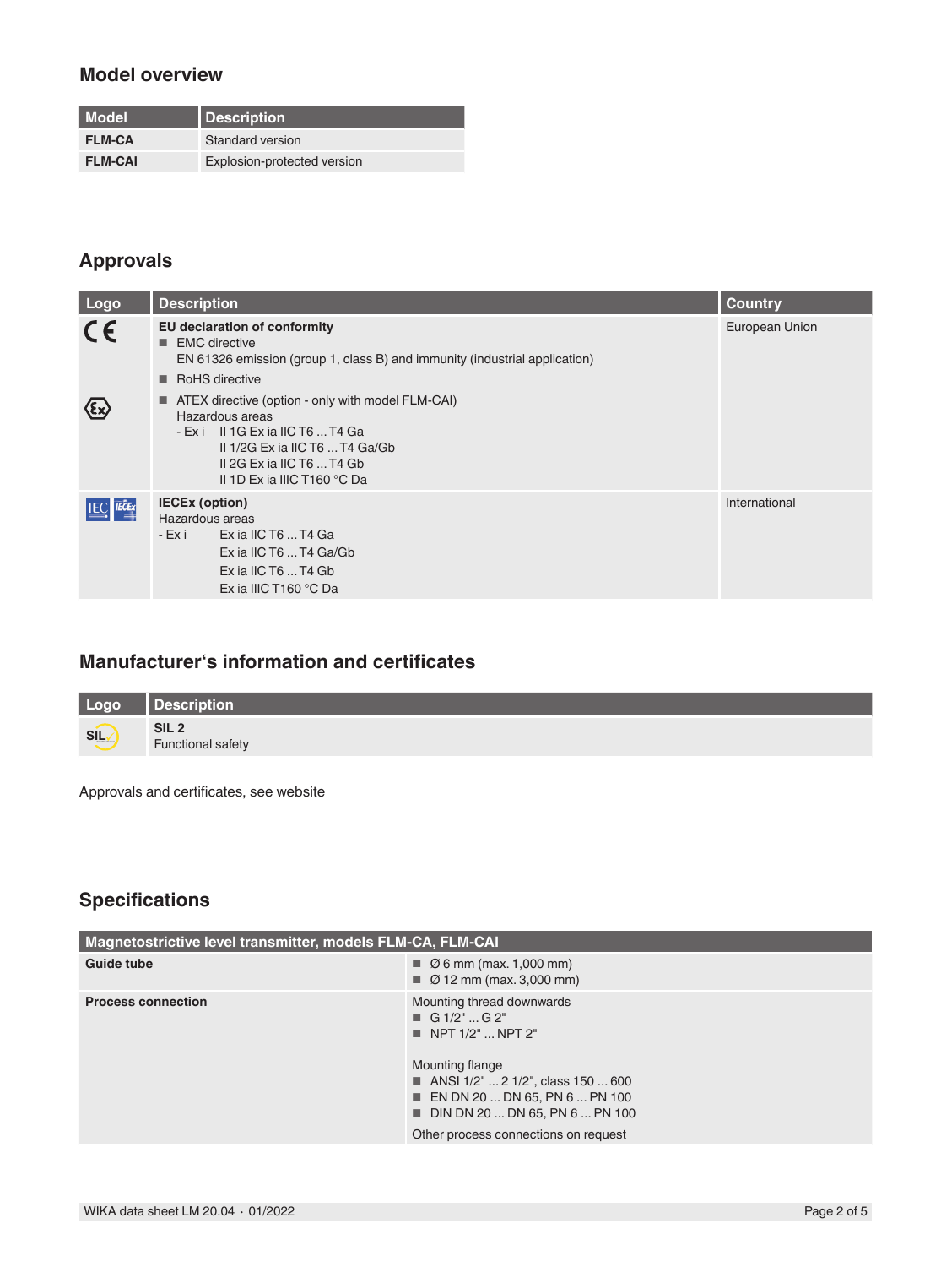## Model overview

| Model | Description |
|---|---|
| **FLM-CA** | Standard version |
| **FLM-CAI** | Explosion-protected version |

## Approvals

| Logo | Description | Country |
|---|---|---|
| | **EU declaration of conformity**<br>■ EMC directive<br>EN 61326 emission (group 1, class B) and immunity (industrial application)<br>■ RoHS directive<br>■ ATEX directive (option - only with model FLM-CAI)<br>Hazardous areas<br>- Ex i II 1G Ex ia IIC T6 ... T4 Ga<br>II 1/2G Ex ia IIC T6 ... T4 Ga/Gb<br>II 2G Ex ia IIC T6 ... T4 Gb<br>II 1D Ex ia IIIC T160 °C Da | European Union |
| | **IECEx (option)**<br>Hazardous areas<br>- Ex i Ex ia IIC T6 ... T4 Ga<br>Ex ia IIC T6 ... T4 Ga/Gb<br>Ex ia IIC T6 ... T4 Gb<br>Ex ia IIIC T160 °C Da | International |

## Manufacturer's information and certificates

| Logo | Description |
|---|---|
| | **SIL 2**<br>Functional safety |

Approvals and certificates, see website

## Specifications

| Magnetostrictive level transmitter, models FLM-CA, FLM-CAI | |
|---|---|
| **Guide tube** | ■ Ø 6 mm (max. 1,000 mm)<br>■ Ø 12 mm (max. 3,000 mm) |
| **Process connection** | Mounting thread downwards<br>■ G 1/2" ... G 2"<br>■ NPT 1/2" ... NPT 2"<br><br>Mounting flange<br>■ ANSI 1/2" ... 2 1/2", class 150 ... 600<br>■ EN DN 20 ... DN 65, PN 6 ... PN 100<br>■ DIN DN 20 ... DN 65, PN 6 ... PN 100<br>Other process connections on request |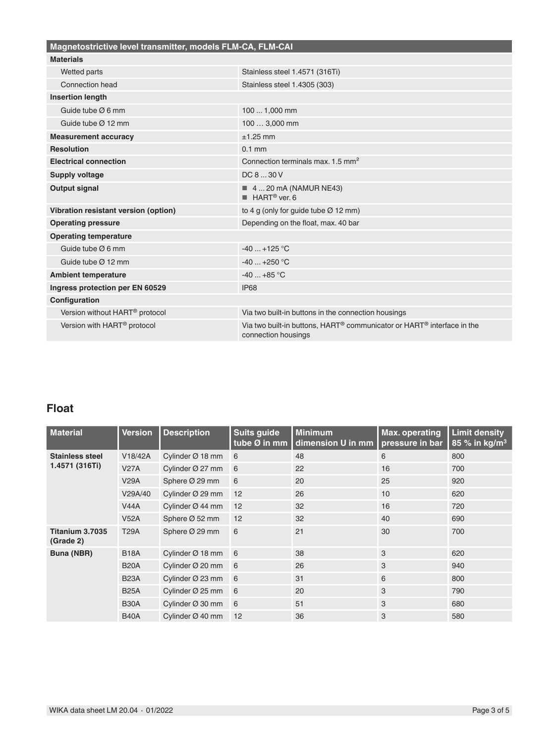| Magnetostrictive level transmitter, models FLM-CA, FLM-CAI | |
|---|---|
| **Materials** | |
| Wetted parts | Stainless steel 1.4571 (316Ti) |
| Connection head | Stainless steel 1.4305 (303) |
| **Insertion length** | |
| Guide tube Ø 6 mm | 100 ... 1,000 mm |
| Guide tube Ø 12 mm | 100 … 3,000 mm |
| **Measurement accuracy** | ±1.25 mm |
| **Resolution** | 0.1 mm |
| **Electrical connection** | Connection terminals max. 1.5 mm² |
| **Supply voltage** | DC 8 ... 30 V |
| **Output signal** | ■ 4 ... 20 mA (NAMUR NE43)<br>■ HART® ver. 6 |
| **Vibration resistant version (option)** | to 4 g (only for guide tube Ø 12 mm) |
| **Operating pressure** | Depending on the float, max. 40 bar |
| **Operating temperature** | |
| Guide tube Ø 6 mm | -40 ... +125 °C |
| Guide tube Ø 12 mm | -40 ... +250 °C |
| **Ambient temperature** | -40 ... +85 °C |
| **Ingress protection per EN 60529** | IP68 |
| **Configuration** | |
| Version without HART® protocol | Via two built-in buttons in the connection housings |
| Version with HART® protocol | Via two built-in buttons, HART® communicator or HART® interface in the connection housings |

## Float

| Material | Version | Description | Suits guide tube Ø in mm | Minimum dimension U in mm | Max. operating pressure in bar | Limit density 85 % in kg/m³ |
|---|---|---|---|---|---|---|
| **Stainless steel 1.4571 (316Ti)** | V18/42A | Cylinder Ø 18 mm | 6 | 48 | 6 | 800 |
| | V27A | Cylinder Ø 27 mm | 6 | 22 | 16 | 700 |
| | V29A | Sphere Ø 29 mm | 6 | 20 | 25 | 920 |
| | V29A/40 | Cylinder Ø 29 mm | 12 | 26 | 10 | 620 |
| | V44A | Cylinder Ø 44 mm | 12 | 32 | 16 | 720 |
| | V52A | Sphere Ø 52 mm | 12 | 32 | 40 | 690 |
| **Titanium 3.7035 (Grade 2)** | T29A | Sphere Ø 29 mm | 6 | 21 | 30 | 700 |
| **Buna (NBR)** | B18A | Cylinder Ø 18 mm | 6 | 38 | 3 | 620 |
| | B20A | Cylinder Ø 20 mm | 6 | 26 | 3 | 940 |
| | B23A | Cylinder Ø 23 mm | 6 | 31 | 6 | 800 |
| | B25A | Cylinder Ø 25 mm | 6 | 20 | 3 | 790 |
| | B30A | Cylinder Ø 30 mm | 6 | 51 | 3 | 680 |
| | B40A | Cylinder Ø 40 mm | 12 | 36 | 3 | 580 |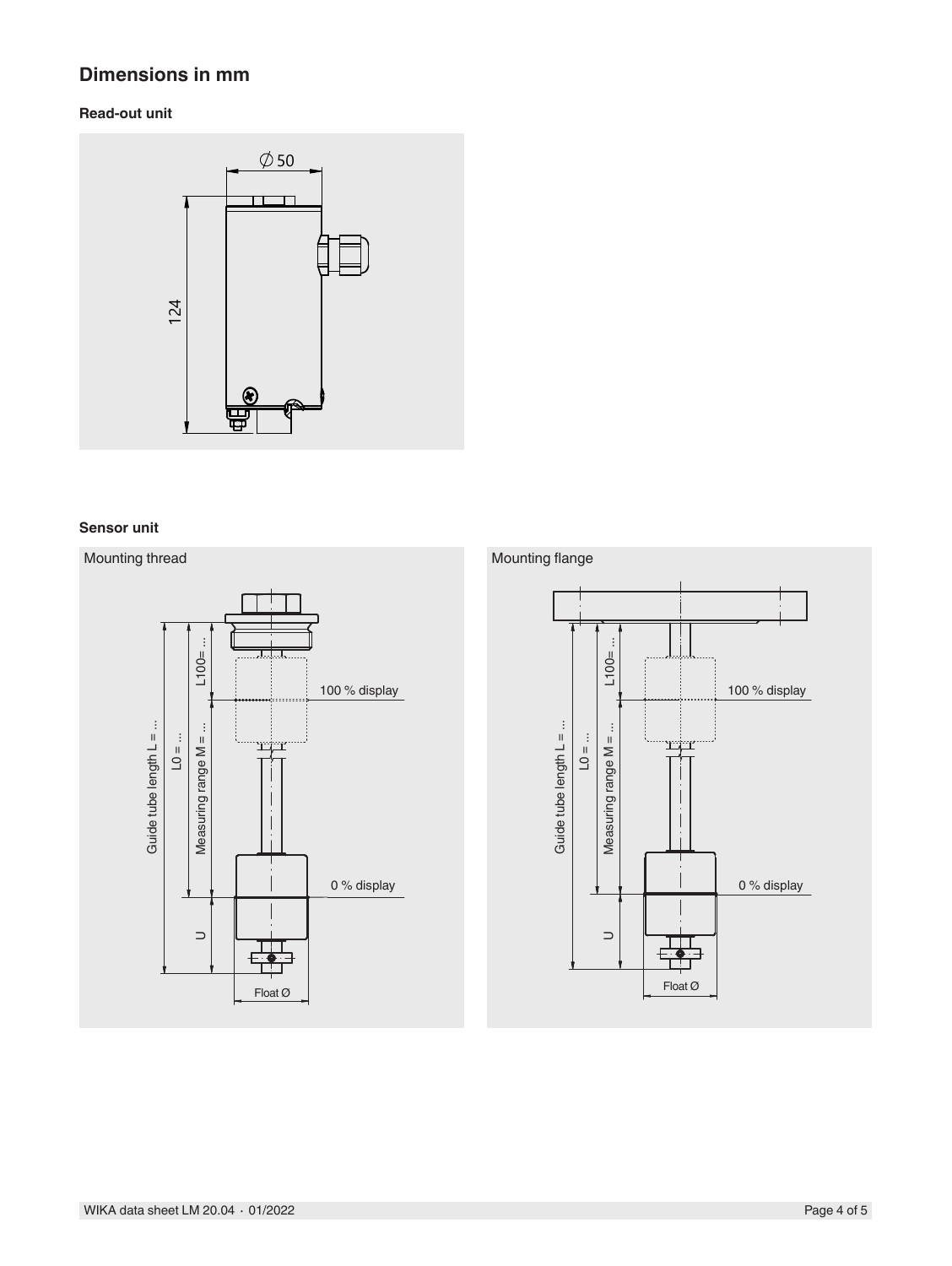## Dimensions in mm

### Read-out unit

Ø 50

124

### Sensor unit

Mounting thread

Guide tube length L = ...

L0 = ...

L100= ...

Measuring range M = ...

100 % display

0 % display

U

Float Ø

Mounting flange

Guide tube length L = ...

L0 = ...

L100= ...

Measuring range M = ...

100 % display

0 % display

U

Float Ø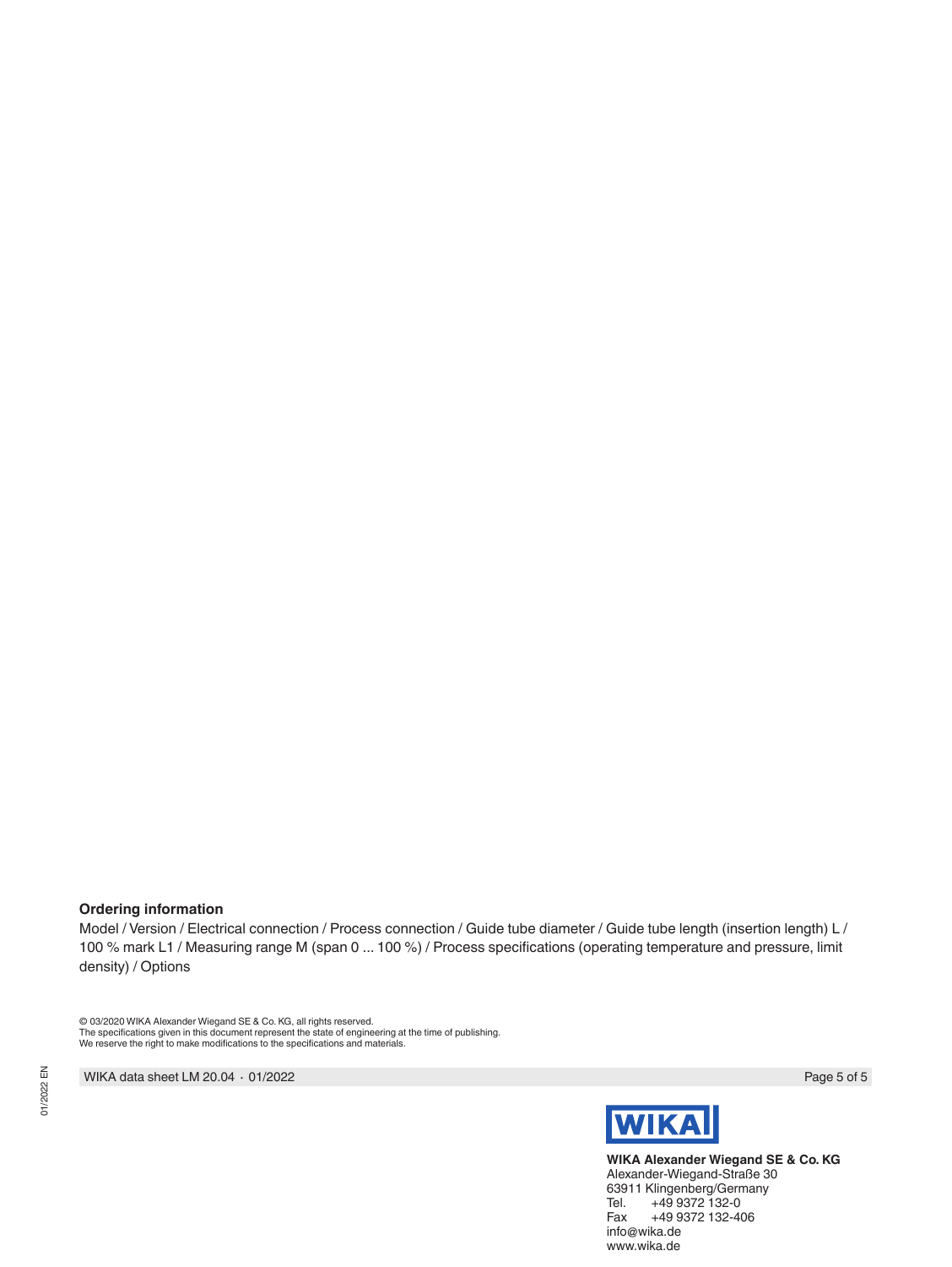**Ordering information**

Model / Version / Electrical connection / Process connection / Guide tube diameter / Guide tube length (insertion length) L / 100 % mark L1 / Measuring range M (span 0 ... 100 %) / Process specifications (operating temperature and pressure, limit density) / Options

© 03/2020 WIKA Alexander Wiegand SE & Co. KG, all rights reserved.
The specifications given in this document represent the state of engineering at the time of publishing.
We reserve the right to make modifications to the specifications and materials.

**WIKA Alexander Wiegand SE & Co. KG**
Alexander-Wiegand-Straße 30
63911 Klingenberg/Germany
Tel. +49 9372 132-0
Fax +49 9372 132-406
info@wika.de
www.wika.de